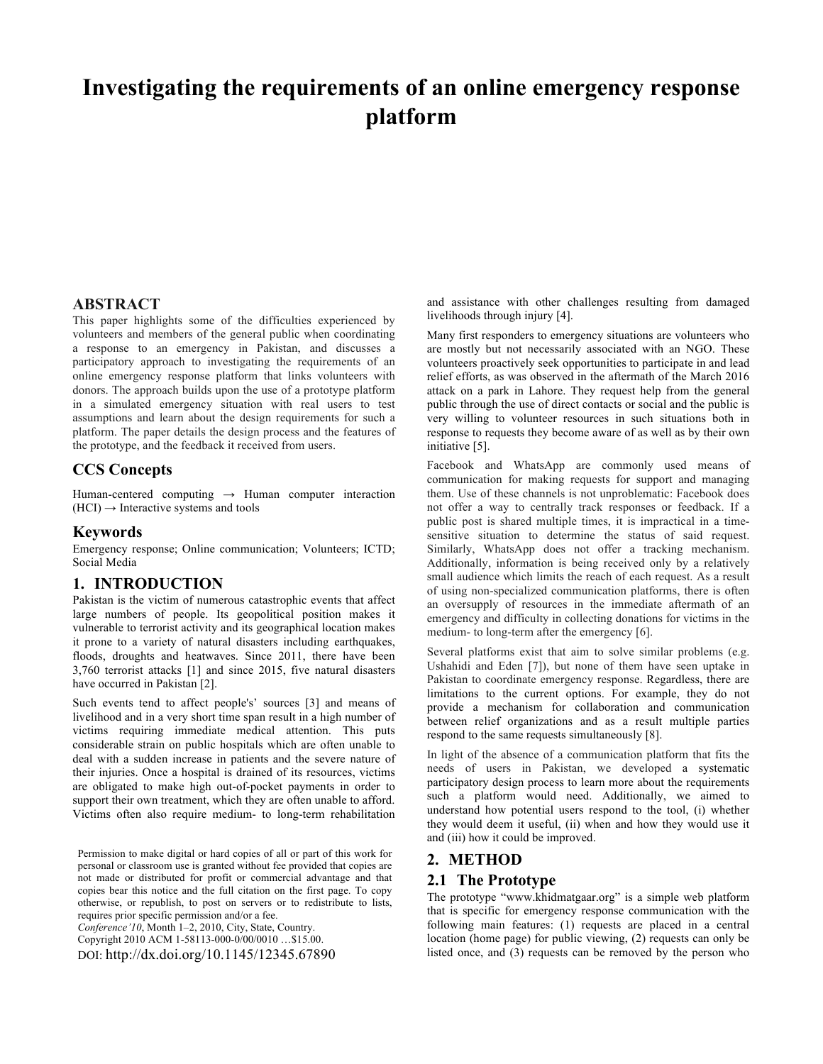# Investigating the requirements of an online emergency response platform

## ABSTRACT

This paper highlights some of the difficulties experienced by volunteers and members of the general public when coordinating a response to an emergency in Pakistan, and discusses a participatory approach to investigating the requirements of an online emergency response platform that links volunteers with donors. The approach builds upon the use of a prototype platform in a simulated emergency situation with real users to test assumptions and learn about the design requirements for such a platform. The paper details the design process and the features of the prototype, and the feedback it received from users.

## CCS Concepts

Human-centered computing → Human computer interaction (HCI) → Interactive systems and tools

## Keywords

Emergency response; Online communication; Volunteers; ICTD; Social Media

## 1. INTRODUCTION

Pakistan is the victim of numerous catastrophic events that affect large numbers of people. Its geopolitical position makes it vulnerable to terrorist activity and its geographical location makes it prone to a variety of natural disasters including earthquakes, floods, droughts and heatwaves. Since 2011, there have been 3,760 terrorist attacks [1] and since 2015, five natural disasters have occurred in Pakistan [2].

Such events tend to affect people's' sources [3] and means of livelihood and in a very short time span result in a high number of victims requiring immediate medical attention. This puts considerable strain on public hospitals which are often unable to deal with a sudden increase in patients and the severe nature of their injuries. Once a hospital is drained of its resources, victims are obligated to make high out-of-pocket payments in order to support their own treatment, which they are often unable to afford. Victims often also require medium- to long-term rehabilitation and assistance with other challenges resulting from damaged livelihoods through injury [4].

Many first responders to emergency situations are volunteers who are mostly but not necessarily associated with an NGO. These volunteers proactively seek opportunities to participate in and lead relief efforts, as was observed in the aftermath of the March 2016 attack on a park in Lahore. They request help from the general public through the use of direct contacts or social and the public is very willing to volunteer resources in such situations both in response to requests they become aware of as well as by their own initiative [5].

Facebook and WhatsApp are commonly used means of communication for making requests for support and managing them. Use of these channels is not unproblematic: Facebook does not offer a way to centrally track responses or feedback. If a public post is shared multiple times, it is impractical in a time-sensitive situation to determine the status of said request. Similarly, WhatsApp does not offer a tracking mechanism. Additionally, information is being received only by a relatively small audience which limits the reach of each request. As a result of using non-specialized communication platforms, there is often an oversupply of resources in the immediate aftermath of an emergency and difficulty in collecting donations for victims in the medium- to long-term after the emergency [6].

Several platforms exist that aim to solve similar problems (e.g. Ushahidi and Eden [7]), but none of them have seen uptake in Pakistan to coordinate emergency response. Regardless, there are limitations to the current options. For example, they do not provide a mechanism for collaboration and communication between relief organizations and as a result multiple parties respond to the same requests simultaneously [8].

In light of the absence of a communication platform that fits the needs of users in Pakistan, we developed a systematic participatory design process to learn more about the requirements such a platform would need. Additionally, we aimed to understand how potential users respond to the tool, (i) whether they would deem it useful, (ii) when and how they would use it and (iii) how it could be improved.

## 2. METHOD

### 2.1 The Prototype

The prototype "www.khidmatgaar.org" is a simple web platform that is specific for emergency response communication with the following main features: (1) requests are placed in a central location (home page) for public viewing, (2) requests can only be listed once, and (3) requests can be removed by the person who

Permission to make digital or hard copies of all or part of this work for personal or classroom use is granted without fee provided that copies are not made or distributed for profit or commercial advantage and that copies bear this notice and the full citation on the first page. To copy otherwise, or republish, to post on servers or to redistribute to lists, requires prior specific permission and/or a fee.
*Conference'10*, Month 1–2, 2010, City, State, Country.
Copyright 2010 ACM 1-58113-000-0/00/0010 …$15.00.
DOI: http://dx.doi.org/10.1145/12345.67890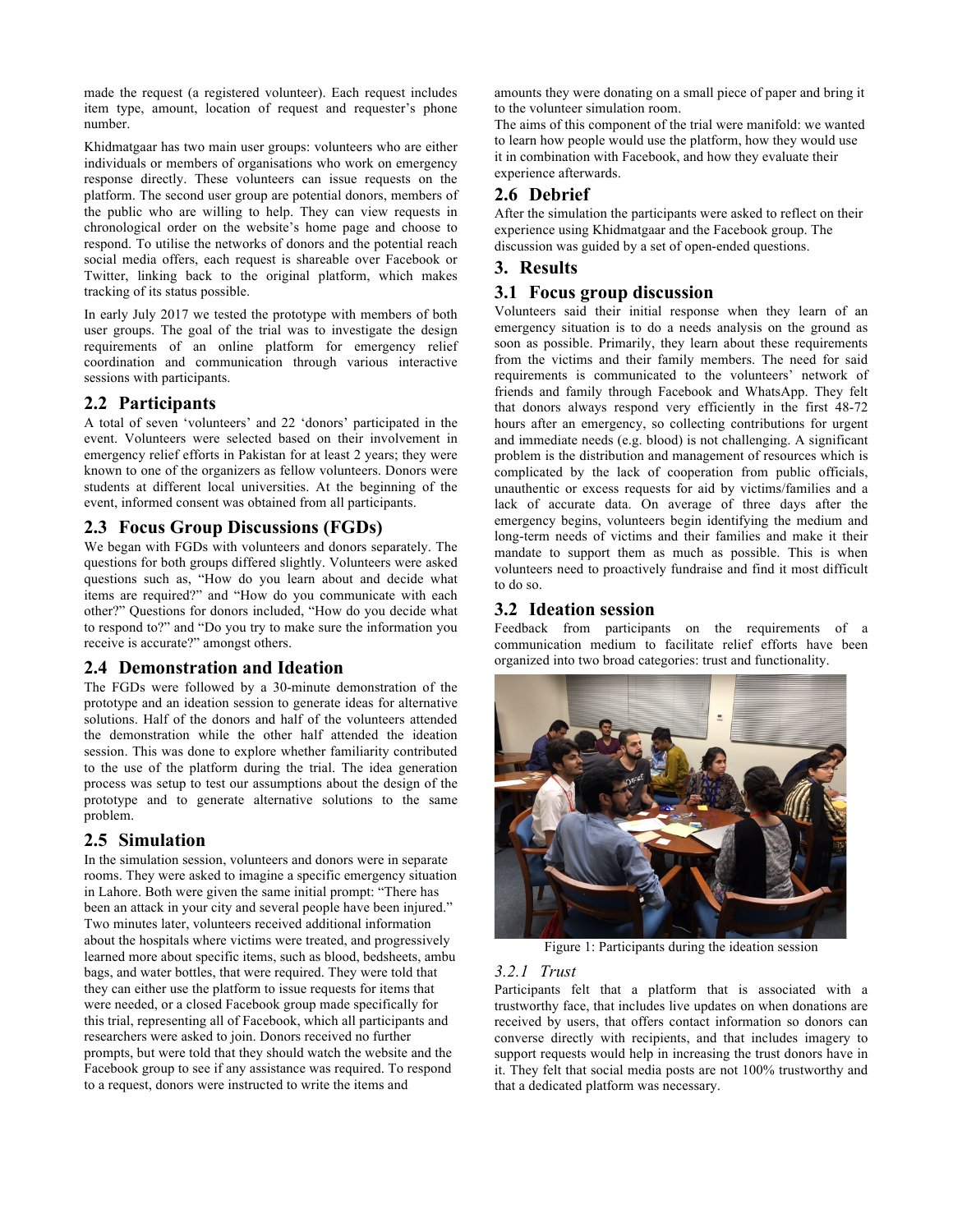made the request (a registered volunteer). Each request includes item type, amount, location of request and requester's phone number.

Khidmatgaar has two main user groups: volunteers who are either individuals or members of organisations who work on emergency response directly. These volunteers can issue requests on the platform. The second user group are potential donors, members of the public who are willing to help. They can view requests in chronological order on the website's home page and choose to respond. To utilise the networks of donors and the potential reach social media offers, each request is shareable over Facebook or Twitter, linking back to the original platform, which makes tracking of its status possible.

In early July 2017 we tested the prototype with members of both user groups. The goal of the trial was to investigate the design requirements of an online platform for emergency relief coordination and communication through various interactive sessions with participants.

## 2.2 Participants

A total of seven 'volunteers' and 22 'donors' participated in the event. Volunteers were selected based on their involvement in emergency relief efforts in Pakistan for at least 2 years; they were known to one of the organizers as fellow volunteers. Donors were students at different local universities. At the beginning of the event, informed consent was obtained from all participants.

## 2.3 Focus Group Discussions (FGDs)

We began with FGDs with volunteers and donors separately. The questions for both groups differed slightly. Volunteers were asked questions such as, "How do you learn about and decide what items are required?" and "How do you communicate with each other?" Questions for donors included, "How do you decide what to respond to?" and "Do you try to make sure the information you receive is accurate?" amongst others.

## 2.4 Demonstration and Ideation

The FGDs were followed by a 30-minute demonstration of the prototype and an ideation session to generate ideas for alternative solutions. Half of the donors and half of the volunteers attended the demonstration while the other half attended the ideation session. This was done to explore whether familiarity contributed to the use of the platform during the trial. The idea generation process was setup to test our assumptions about the design of the prototype and to generate alternative solutions to the same problem.

## 2.5 Simulation

In the simulation session, volunteers and donors were in separate rooms. They were asked to imagine a specific emergency situation in Lahore. Both were given the same initial prompt: "There has been an attack in your city and several people have been injured." Two minutes later, volunteers received additional information about the hospitals where victims were treated, and progressively learned more about specific items, such as blood, bedsheets, ambu bags, and water bottles, that were required. They were told that they can either use the platform to issue requests for items that were needed, or a closed Facebook group made specifically for this trial, representing all of Facebook, which all participants and researchers were asked to join. Donors received no further prompts, but were told that they should watch the website and the Facebook group to see if any assistance was required. To respond to a request, donors were instructed to write the items and amounts they were donating on a small piece of paper and bring it to the volunteer simulation room.

The aims of this component of the trial were manifold: we wanted to learn how people would use the platform, how they would use it in combination with Facebook, and how they evaluate their experience afterwards.

## 2.6 Debrief

After the simulation the participants were asked to reflect on their experience using Khidmatgaar and the Facebook group. The discussion was guided by a set of open-ended questions.

# 3. Results

## 3.1 Focus group discussion

Volunteers said their initial response when they learn of an emergency situation is to do a needs analysis on the ground as soon as possible. Primarily, they learn about these requirements from the victims and their family members. The need for said requirements is communicated to the volunteers' network of friends and family through Facebook and WhatsApp. They felt that donors always respond very efficiently in the first 48-72 hours after an emergency, so collecting contributions for urgent and immediate needs (e.g. blood) is not challenging. A significant problem is the distribution and management of resources which is complicated by the lack of cooperation from public officials, unauthentic or excess requests for aid by victims/families and a lack of accurate data. On average of three days after the emergency begins, volunteers begin identifying the medium and long-term needs of victims and their families and make it their mandate to support them as much as possible. This is when volunteers need to proactively fundraise and find it most difficult to do so.

## 3.2 Ideation session

Feedback from participants on the requirements of a communication medium to facilitate relief efforts have been organized into two broad categories: trust and functionality.

Figure 1: Participants during the ideation session

### 3.2.1 *Trust*

Participants felt that a platform that is associated with a trustworthy face, that includes live updates on when donations are received by users, that offers contact information so donors can converse directly with recipients, and that includes imagery to support requests would help in increasing the trust donors have in it. They felt that social media posts are not 100% trustworthy and that a dedicated platform was necessary.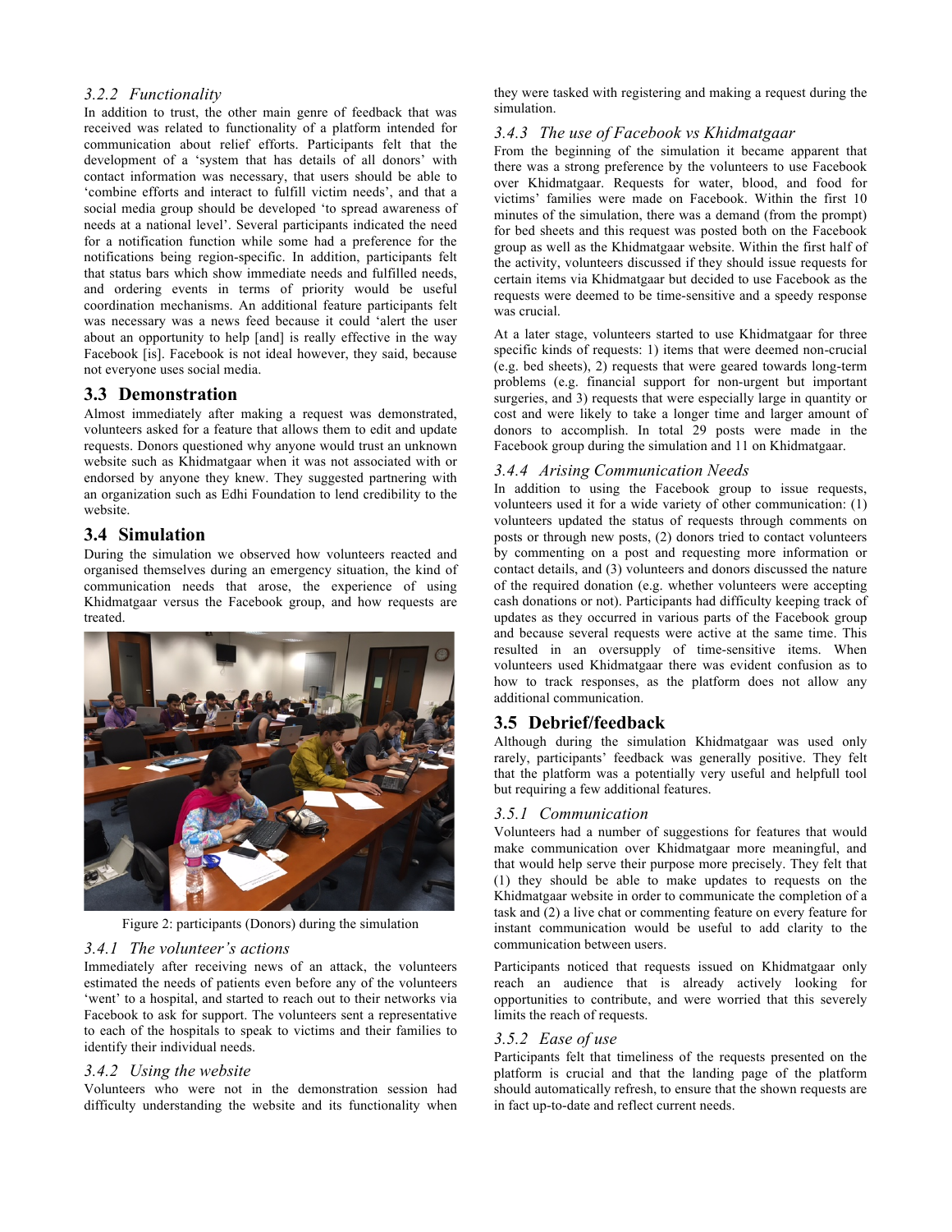### 3.2.2 Functionality

In addition to trust, the other main genre of feedback that was received was related to functionality of a platform intended for communication about relief efforts. Participants felt that the development of a 'system that has details of all donors' with contact information was necessary, that users should be able to 'combine efforts and interact to fulfill victim needs', and that a social media group should be developed 'to spread awareness of needs at a national level'. Several participants indicated the need for a notification function while some had a preference for the notifications being region-specific. In addition, participants felt that status bars which show immediate needs and fulfilled needs, and ordering events in terms of priority would be useful coordination mechanisms. An additional feature participants felt was necessary was a news feed because it could 'alert the user about an opportunity to help [and] is really effective in the way Facebook [is]. Facebook is not ideal however, they said, because not everyone uses social media.

## 3.3 Demonstration

Almost immediately after making a request was demonstrated, volunteers asked for a feature that allows them to edit and update requests. Donors questioned why anyone would trust an unknown website such as Khidmatgaar when it was not associated with or endorsed by anyone they knew. They suggested partnering with an organization such as Edhi Foundation to lend credibility to the website.

## 3.4 Simulation

During the simulation we observed how volunteers reacted and organised themselves during an emergency situation, the kind of communication needs that arose, the experience of using Khidmatgaar versus the Facebook group, and how requests are treated.

Figure 2: participants (Donors) during the simulation

### 3.4.1 The volunteer's actions

Immediately after receiving news of an attack, the volunteers estimated the needs of patients even before any of the volunteers 'went' to a hospital, and started to reach out to their networks via Facebook to ask for support. The volunteers sent a representative to each of the hospitals to speak to victims and their families to identify their individual needs.

### 3.4.2 Using the website

Volunteers who were not in the demonstration session had difficulty understanding the website and its functionality when they were tasked with registering and making a request during the simulation.

### 3.4.3 The use of Facebook vs Khidmatgaar

From the beginning of the simulation it became apparent that there was a strong preference by the volunteers to use Facebook over Khidmatgaar. Requests for water, blood, and food for victims' families were made on Facebook. Within the first 10 minutes of the simulation, there was a demand (from the prompt) for bed sheets and this request was posted both on the Facebook group as well as the Khidmatgaar website. Within the first half of the activity, volunteers discussed if they should issue requests for certain items via Khidmatgaar but decided to use Facebook as the requests were deemed to be time-sensitive and a speedy response was crucial.

At a later stage, volunteers started to use Khidmatgaar for three specific kinds of requests: 1) items that were deemed non-crucial (e.g. bed sheets), 2) requests that were geared towards long-term problems (e.g. financial support for non-urgent but important surgeries, and 3) requests that were especially large in quantity or cost and were likely to take a longer time and larger amount of donors to accomplish. In total 29 posts were made in the Facebook group during the simulation and 11 on Khidmatgaar.

### 3.4.4 Arising Communication Needs

In addition to using the Facebook group to issue requests, volunteers used it for a wide variety of other communication: (1) volunteers updated the status of requests through comments on posts or through new posts, (2) donors tried to contact volunteers by commenting on a post and requesting more information or contact details, and (3) volunteers and donors discussed the nature of the required donation (e.g. whether volunteers were accepting cash donations or not). Participants had difficulty keeping track of updates as they occurred in various parts of the Facebook group and because several requests were active at the same time. This resulted in an oversupply of time-sensitive items. When volunteers used Khidmatgaar there was evident confusion as to how to track responses, as the platform does not allow any additional communication.

## 3.5 Debrief/feedback

Although during the simulation Khidmatgaar was used only rarely, participants' feedback was generally positive. They felt that the platform was a potentially very useful and helpfull tool but requiring a few additional features.

### 3.5.1 Communication

Volunteers had a number of suggestions for features that would make communication over Khidmatgaar more meaningful, and that would help serve their purpose more precisely. They felt that (1) they should be able to make updates to requests on the Khidmatgaar website in order to communicate the completion of a task and (2) a live chat or commenting feature on every feature for instant communication would be useful to add clarity to the communication between users.

Participants noticed that requests issued on Khidmatgaar only reach an audience that is already actively looking for opportunities to contribute, and were worried that this severely limits the reach of requests.

### 3.5.2 Ease of use

Participants felt that timeliness of the requests presented on the platform is crucial and that the landing page of the platform should automatically refresh, to ensure that the shown requests are in fact up-to-date and reflect current needs.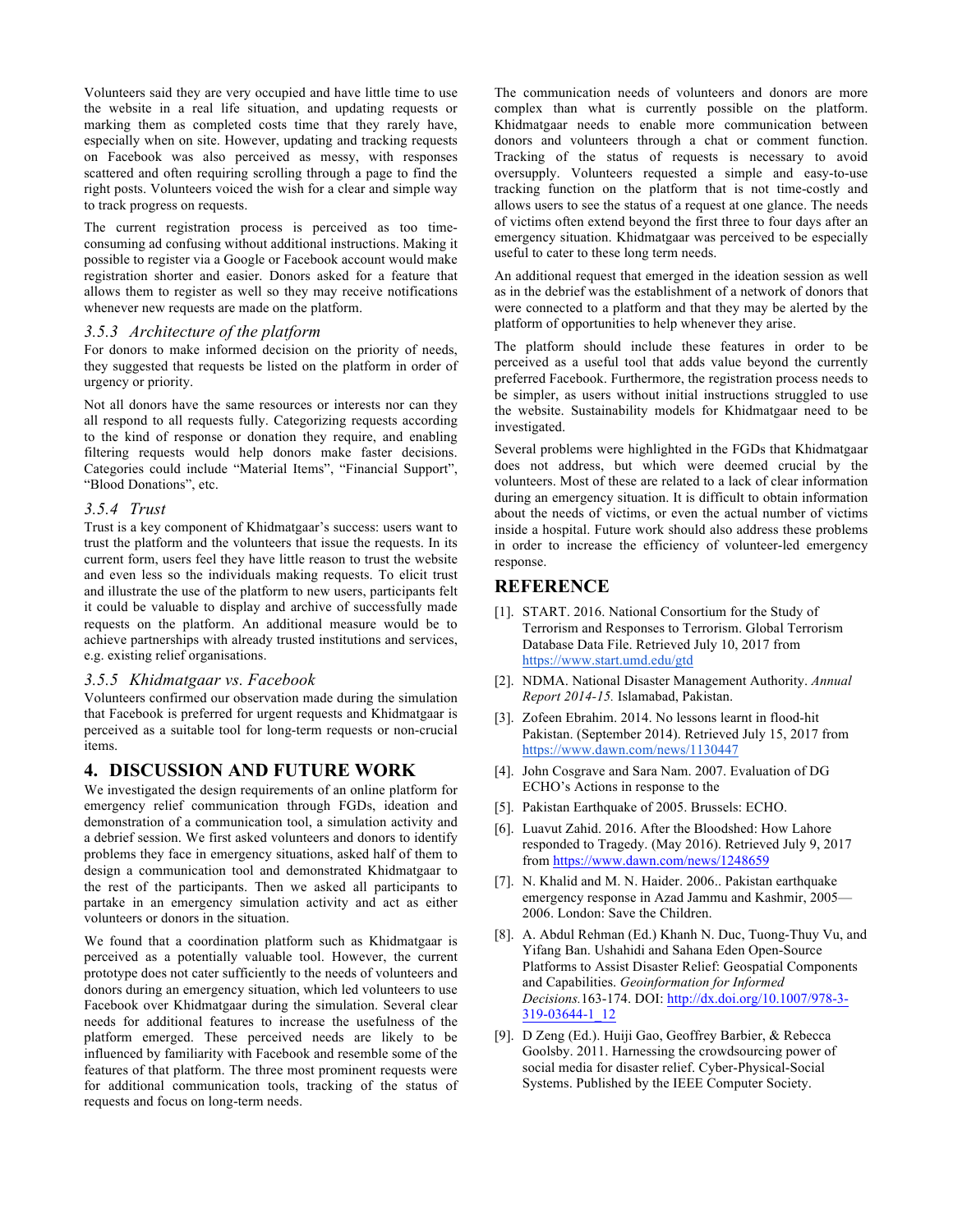Volunteers said they are very occupied and have little time to use the website in a real life situation, and updating requests or marking them as completed costs time that they rarely have, especially when on site. However, updating and tracking requests on Facebook was also perceived as messy, with responses scattered and often requiring scrolling through a page to find the right posts. Volunteers voiced the wish for a clear and simple way to track progress on requests.

The current registration process is perceived as too time-consuming ad confusing without additional instructions. Making it possible to register via a Google or Facebook account would make registration shorter and easier. Donors asked for a feature that allows them to register as well so they may receive notifications whenever new requests are made on the platform.

### 3.5.3 *Architecture of the platform*

For donors to make informed decision on the priority of needs, they suggested that requests be listed on the platform in order of urgency or priority.

Not all donors have the same resources or interests nor can they all respond to all requests fully. Categorizing requests according to the kind of response or donation they require, and enabling filtering requests would help donors make faster decisions. Categories could include "Material Items", "Financial Support", "Blood Donations", etc.

### 3.5.4 *Trust*

Trust is a key component of Khidmatgaar's success: users want to trust the platform and the volunteers that issue the requests. In its current form, users feel they have little reason to trust the website and even less so the individuals making requests. To elicit trust and illustrate the use of the platform to new users, participants felt it could be valuable to display and archive of successfully made requests on the platform. An additional measure would be to achieve partnerships with already trusted institutions and services, e.g. existing relief organisations.

### 3.5.5 *Khidmatgaar vs. Facebook*

Volunteers confirmed our observation made during the simulation that Facebook is preferred for urgent requests and Khidmatgaar is perceived as a suitable tool for long-term requests or non-crucial items.

## 4. DISCUSSION AND FUTURE WORK

We investigated the design requirements of an online platform for emergency relief communication through FGDs, ideation and demonstration of a communication tool, a simulation activity and a debrief session. We first asked volunteers and donors to identify problems they face in emergency situations, asked half of them to design a communication tool and demonstrated Khidmatgaar to the rest of the participants. Then we asked all participants to partake in an emergency simulation activity and act as either volunteers or donors in the situation.

We found that a coordination platform such as Khidmatgaar is perceived as a potentially valuable tool. However, the current prototype does not cater sufficiently to the needs of volunteers and donors during an emergency situation, which led volunteers to use Facebook over Khidmatgaar during the simulation. Several clear needs for additional features to increase the usefulness of the platform emerged. These perceived needs are likely to be influenced by familiarity with Facebook and resemble some of the features of that platform. The three most prominent requests were for additional communication tools, tracking of the status of requests and focus on long-term needs.

The communication needs of volunteers and donors are more complex than what is currently possible on the platform. Khidmatgaar needs to enable more communication between donors and volunteers through a chat or comment function. Tracking of the status of requests is necessary to avoid oversupply. Volunteers requested a simple and easy-to-use tracking function on the platform that is not time-costly and allows users to see the status of a request at one glance. The needs of victims often extend beyond the first three to four days after an emergency situation. Khidmatgaar was perceived to be especially useful to cater to these long term needs.

An additional request that emerged in the ideation session as well as in the debrief was the establishment of a network of donors that were connected to a platform and that they may be alerted by the platform of opportunities to help whenever they arise.

The platform should include these features in order to be perceived as a useful tool that adds value beyond the currently preferred Facebook. Furthermore, the registration process needs to be simpler, as users without initial instructions struggled to use the website. Sustainability models for Khidmatgaar need to be investigated.

Several problems were highlighted in the FGDs that Khidmatgaar does not address, but which were deemed crucial by the volunteers. Most of these are related to a lack of clear information during an emergency situation. It is difficult to obtain information about the needs of victims, or even the actual number of victims inside a hospital. Future work should also address these problems in order to increase the efficiency of volunteer-led emergency response.

## REFERENCE

[1]. START. 2016. National Consortium for the Study of Terrorism and Responses to Terrorism. Global Terrorism Database Data File. Retrieved July 10, 2017 from https://www.start.umd.edu/gtd

[2]. NDMA. National Disaster Management Authority. *Annual Report 2014-15.* Islamabad, Pakistan.

[3]. Zofeen Ebrahim. 2014. No lessons learnt in flood-hit Pakistan. (September 2014). Retrieved July 15, 2017 from https://www.dawn.com/news/1130447

[4]. John Cosgrave and Sara Nam. 2007. Evaluation of DG ECHO's Actions in response to the

[5]. Pakistan Earthquake of 2005. Brussels: ECHO.

[6]. Luavut Zahid. 2016. After the Bloodshed: How Lahore responded to Tragedy. (May 2016). Retrieved July 9, 2017 from https://www.dawn.com/news/1248659

[7]. N. Khalid and M. N. Haider. 2006.. Pakistan earthquake emergency response in Azad Jammu and Kashmir, 2005—2006. London: Save the Children.

[8]. A. Abdul Rehman (Ed.) Khanh N. Duc, Tuong-Thuy Vu, and Yifang Ban. Ushahidi and Sahana Eden Open-Source Platforms to Assist Disaster Relief: Geospatial Components and Capabilities. *Geoinformation for Informed Decisions.*163-174. DOI: http://dx.doi.org/10.1007/978-3-319-03644-1_12

[9]. D Zeng (Ed.). Huiji Gao, Geoffrey Barbier, & Rebecca Goolsby. 2011. Harnessing the crowdsourcing power of social media for disaster relief. Cyber-Physical-Social Systems. Published by the IEEE Computer Society.